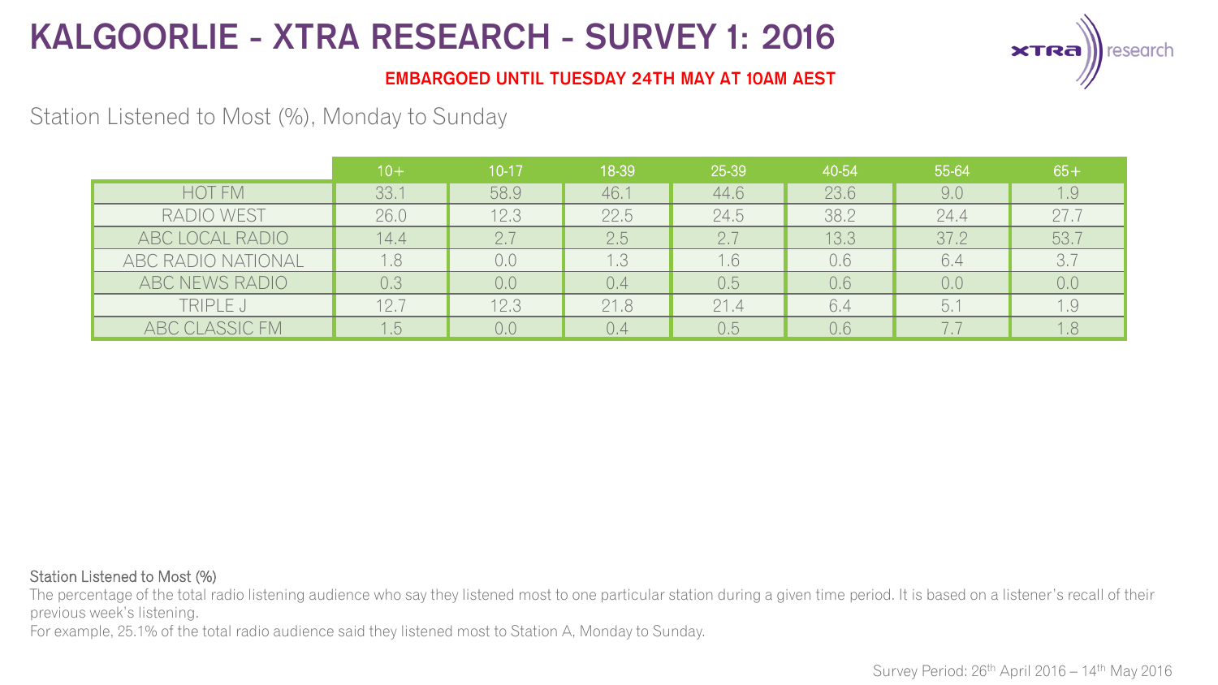# KALGOORLIE - XTRA RESEARCH - SURVEY 1: 2016

**EMBARGOED UNTIL TUESDAY 24TH MAY AT 10AM AEST**

## Station Listened to Most (%), Monday to Sunday

| | 10+ | 10-17 | 18-39 | 25-39 | 40-54 | 55-64 | 65+ |
|---|---|---|---|---|---|---|---|
| HOT FM | 33.1 | 58.9 | 46.1 | 44.6 | 23.6 | 9.0 | 1.9 |
| RADIO WEST | 26.0 | 12.3 | 22.5 | 24.5 | 38.2 | 24.4 | 27.7 |
| ABC LOCAL RADIO | 14.4 | 2.7 | 2.5 | 2.7 | 13.3 | 37.2 | 53.7 |
| ABC RADIO NATIONAL | 1.8 | 0.0 | 1.3 | 1.6 | 0.6 | 6.4 | 3.7 |
| ABC NEWS RADIO | 0.3 | 0.0 | 0.4 | 0.5 | 0.6 | 0.0 | 0.0 |
| TRIPLE J | 12.7 | 12.3 | 21.8 | 21.4 | 6.4 | 5.1 | 1.9 |
| ABC CLASSIC FM | 1.5 | 0.0 | 0.4 | 0.5 | 0.6 | 7.7 | 1.8 |

**Station Listened to Most (%)**

The percentage of the total radio listening audience who say they listened most to one particular station during a given time period. It is based on a listener's recall of their previous week's listening.

For example, 25.1% of the total radio audience said they listened most to Station A, Monday to Sunday.

Survey Period: 26th April 2016 – 14th May 2016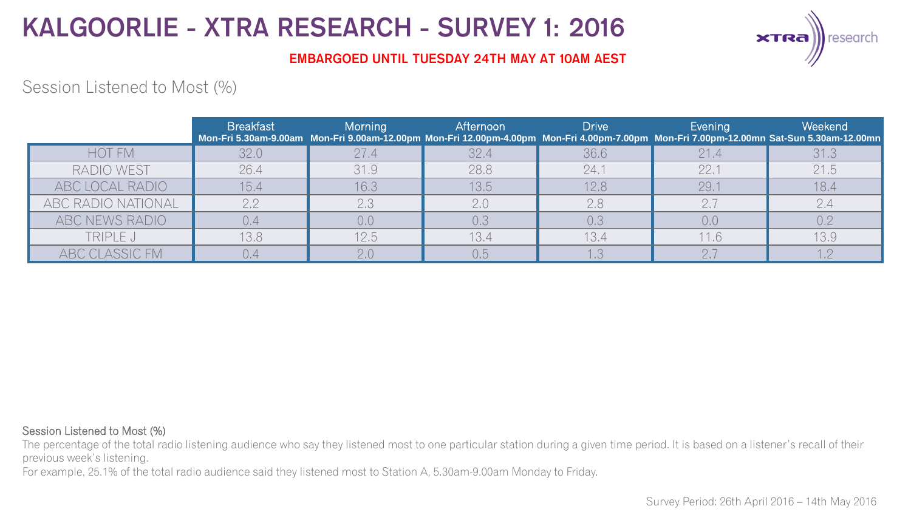# KALGOORLIE - XTRA RESEARCH - SURVEY 1: 2016

**EMBARGOED UNTIL TUESDAY 24TH MAY AT 10AM AEST**

Session Listened to Most (%)

| | Breakfast Mon-Fri 5.30am-9.00am | Morning Mon-Fri 9.00am-12.00pm | Afternoon Mon-Fri 12.00pm-4.00pm | Drive Mon-Fri 4.00pm-7.00pm | Evening Mon-Fri 7.00pm-12.00mn | Weekend Sat-Sun 5.30am-12.00mn |
|---|---|---|---|---|---|---|
| HOT FM | 32.0 | 27.4 | 32.4 | 36.6 | 21.4 | 31.3 |
| RADIO WEST | 26.4 | 31.9 | 28.8 | 24.1 | 22.1 | 21.5 |
| ABC LOCAL RADIO | 15.4 | 16.3 | 13.5 | 12.8 | 29.1 | 18.4 |
| ABC RADIO NATIONAL | 2.2 | 2.3 | 2.0 | 2.8 | 2.7 | 2.4 |
| ABC NEWS RADIO | 0.4 | 0.0 | 0.3 | 0.3 | 0.0 | 0.2 |
| TRIPLE J | 13.8 | 12.5 | 13.4 | 13.4 | 11.6 | 13.9 |
| ABC CLASSIC FM | 0.4 | 2.0 | 0.5 | 1.3 | 2.7 | 1.2 |

Session Listened to Most (%)

The percentage of the total radio listening audience who say they listened most to one particular station during a given time period. It is based on a listener's recall of their previous week's listening.

For example, 25.1% of the total radio audience said they listened most to Station A, 5.30am-9.00am Monday to Friday.

Survey Period: 26th April 2016 – 14th May 2016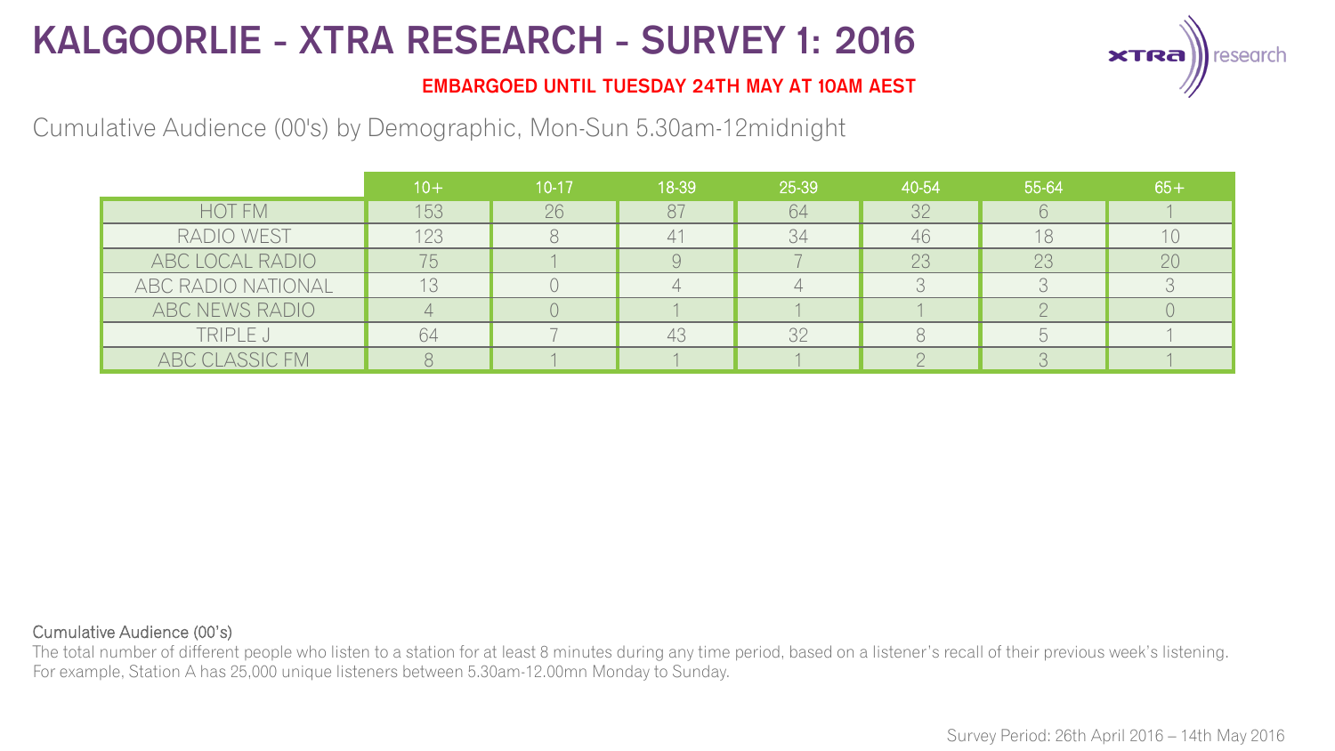# KALGOORLIE - XTRA RESEARCH - SURVEY 1: 2016

**EMBARGOED UNTIL TUESDAY 24TH MAY AT 10AM AEST**

Cumulative Audience (00's) by Demographic, Mon-Sun 5.30am-12midnight

| | 10+ | 10-17 | 18-39 | 25-39 | 40-54 | 55-64 | 65+ |
|---|---|---|---|---|---|---|---|
| HOT FM | 153 | 26 | 87 | 64 | 32 | 6 | 1 |
| RADIO WEST | 123 | 8 | 41 | 34 | 46 | 18 | 10 |
| ABC LOCAL RADIO | 75 | 1 | 9 | 7 | 23 | 23 | 20 |
| ABC RADIO NATIONAL | 13 | 0 | 4 | 4 | 3 | 3 | 3 |
| ABC NEWS RADIO | 4 | 0 | 1 | 1 | 1 | 2 | 0 |
| TRIPLE J | 64 | 7 | 43 | 32 | 8 | 5 | 1 |
| ABC CLASSIC FM | 8 | 1 | 1 | 1 | 2 | 3 | 1 |

Cumulative Audience (00's)

The total number of different people who listen to a station for at least 8 minutes during any time period, based on a listener's recall of their previous week's listening.
For example, Station A has 25,000 unique listeners between 5.30am-12.00mn Monday to Sunday.

Survey Period: 26th April 2016 – 14th May 2016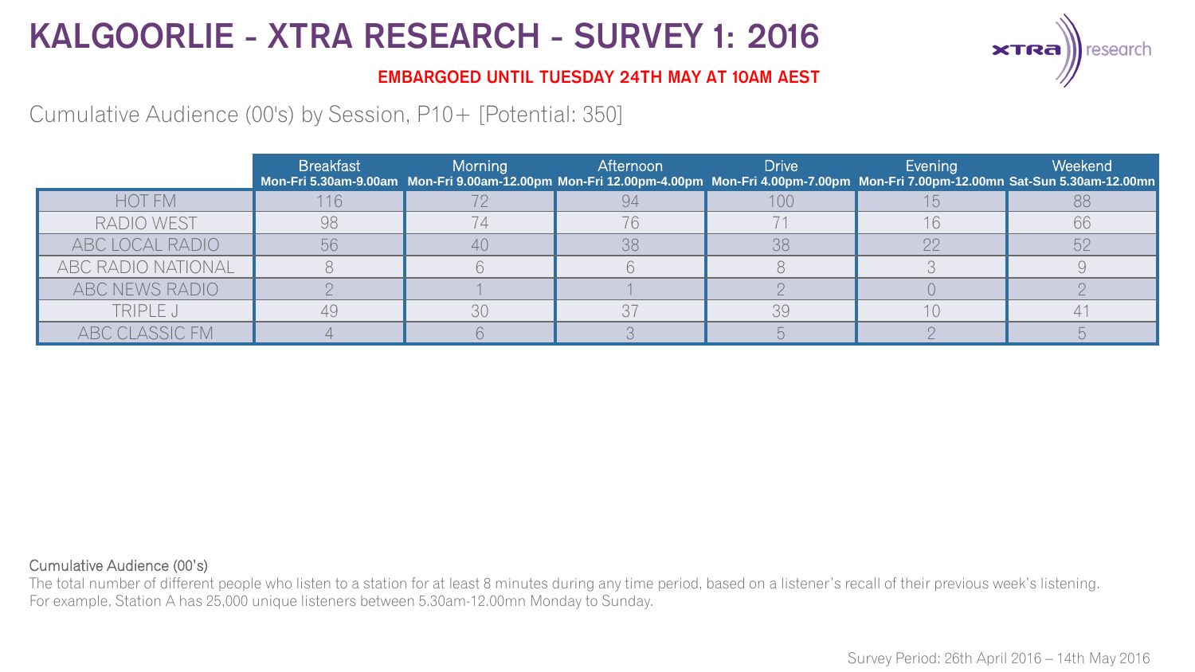# KALGOORLIE - XTRA RESEARCH - SURVEY 1: 2016

**EMBARGOED UNTIL TUESDAY 24TH MAY AT 10AM AEST**

Cumulative Audience (00's) by Session, P10+ [Potential: 350]

| | Breakfast Mon-Fri 5.30am-9.00am | Morning Mon-Fri 9.00am-12.00pm | Afternoon Mon-Fri 12.00pm-4.00pm | Drive Mon-Fri 4.00pm-7.00pm | Evening Mon-Fri 7.00pm-12.00mn | Weekend Sat-Sun 5.30am-12.00mn |
|---|---|---|---|---|---|---|
| HOT FM | 116 | 72 | 94 | 100 | 15 | 88 |
| RADIO WEST | 98 | 74 | 76 | 71 | 16 | 66 |
| ABC LOCAL RADIO | 56 | 40 | 38 | 38 | 22 | 52 |
| ABC RADIO NATIONAL | 8 | 6 | 6 | 8 | 3 | 9 |
| ABC NEWS RADIO | 2 | 1 | 1 | 2 | 0 | 2 |
| TRIPLE J | 49 | 30 | 37 | 39 | 10 | 41 |
| ABC CLASSIC FM | 4 | 6 | 3 | 5 | 2 | 5 |

Cumulative Audience (00's)

The total number of different people who listen to a station for at least 8 minutes during any time period, based on a listener's recall of their previous week's listening.
For example, Station A has 25,000 unique listeners between 5.30am-12.00mn Monday to Sunday.

Survey Period: 26th April 2016 – 14th May 2016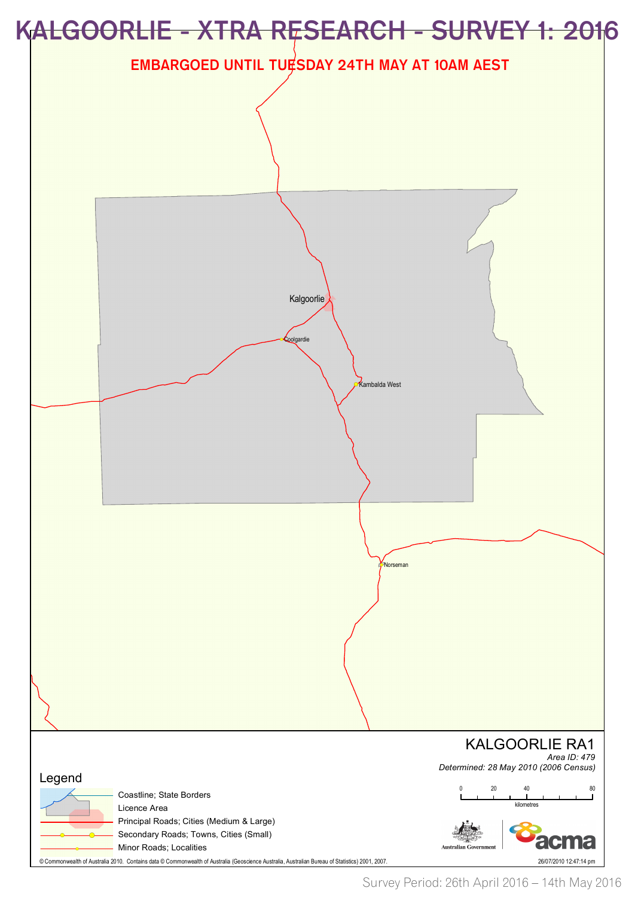# KALGOORLIE - XTRA RESEARCH - SURVEY 1: 2016

**EMBARGOED UNTIL TUESDAY 24TH MAY AT 10AM AEST**

Kalgoorlie

Coolgardie

Kambalda West

Norseman

## KALGOORLIE RA1

*Area ID: 479*

*Determined: 28 May 2010 (2006 Census)*

0 20 40 80

kilometres

### Legend

- Coastline; State Borders
- Licence Area
- Principal Roads; Cities (Medium & Large)
- Secondary Roads; Towns, Cities (Small)
- Minor Roads; Localities

Australian Government

acma

© Commonwealth of Australia 2010. Contains data © Commonwealth of Australia (Geoscience Australia, Australian Bureau of Statistics) 2001, 2007.

26/07/2010 12:47:14 pm

Survey Period: 26th April 2016 – 14th May 2016